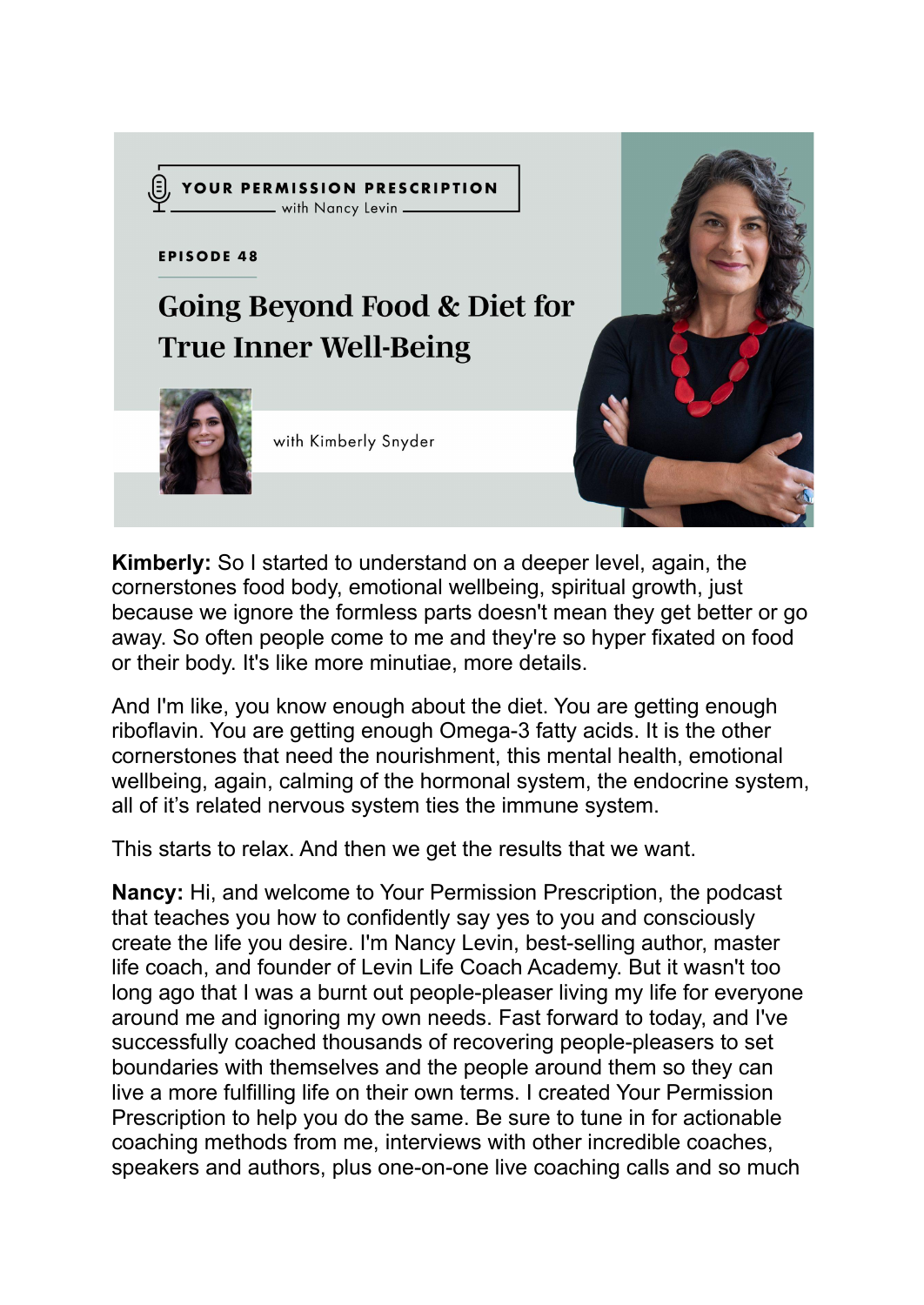YOUR PERMISSION PRESCRIPTION
with Nancy Levin

EPISODE 48

# Going Beyond Food & Diet for True Inner Well-Being

with Kimberly Snyder

**Kimberly:** So I started to understand on a deeper level, again, the cornerstones food body, emotional wellbeing, spiritual growth, just because we ignore the formless parts doesn't mean they get better or go away. So often people come to me and they're so hyper fixated on food or their body. It's like more minutiae, more details.

And I'm like, you know enough about the diet. You are getting enough riboflavin. You are getting enough Omega-3 fatty acids. It is the other cornerstones that need the nourishment, this mental health, emotional wellbeing, again, calming of the hormonal system, the endocrine system, all of it's related nervous system ties the immune system.

This starts to relax. And then we get the results that we want.

**Nancy:** Hi, and welcome to Your Permission Prescription, the podcast that teaches you how to confidently say yes to you and consciously create the life you desire. I'm Nancy Levin, best-selling author, master life coach, and founder of Levin Life Coach Academy. But it wasn't too long ago that I was a burnt out people-pleaser living my life for everyone around me and ignoring my own needs. Fast forward to today, and I've successfully coached thousands of recovering people-pleasers to set boundaries with themselves and the people around them so they can live a more fulfilling life on their own terms. I created Your Permission Prescription to help you do the same. Be sure to tune in for actionable coaching methods from me, interviews with other incredible coaches, speakers and authors, plus one-on-one live coaching calls and so much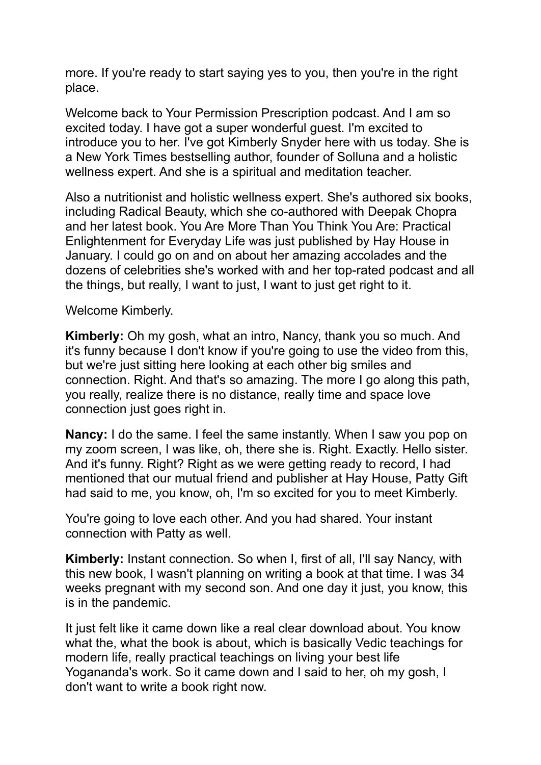more. If you're ready to start saying yes to you, then you're in the right place.

Welcome back to Your Permission Prescription podcast. And I am so excited today. I have got a super wonderful guest. I'm excited to introduce you to her. I've got Kimberly Snyder here with us today. She is a New York Times bestselling author, founder of Solluna and a holistic wellness expert. And she is a spiritual and meditation teacher.

Also a nutritionist and holistic wellness expert. She's authored six books, including Radical Beauty, which she co-authored with Deepak Chopra and her latest book. You Are More Than You Think You Are: Practical Enlightenment for Everyday Life was just published by Hay House in January. I could go on and on about her amazing accolades and the dozens of celebrities she's worked with and her top-rated podcast and all the things, but really, I want to just, I want to just get right to it.

Welcome Kimberly.

**Kimberly:** Oh my gosh, what an intro, Nancy, thank you so much. And it's funny because I don't know if you're going to use the video from this, but we're just sitting here looking at each other big smiles and connection. Right. And that's so amazing. The more I go along this path, you really, realize there is no distance, really time and space love connection just goes right in.

**Nancy:** I do the same. I feel the same instantly. When I saw you pop on my zoom screen, I was like, oh, there she is. Right. Exactly. Hello sister. And it's funny. Right? Right as we were getting ready to record, I had mentioned that our mutual friend and publisher at Hay House, Patty Gift had said to me, you know, oh, I'm so excited for you to meet Kimberly.

You're going to love each other. And you had shared. Your instant connection with Patty as well.

**Kimberly:** Instant connection. So when I, first of all, I'll say Nancy, with this new book, I wasn't planning on writing a book at that time. I was 34 weeks pregnant with my second son. And one day it just, you know, this is in the pandemic.

It just felt like it came down like a real clear download about. You know what the, what the book is about, which is basically Vedic teachings for modern life, really practical teachings on living your best life Yogananda's work. So it came down and I said to her, oh my gosh, I don't want to write a book right now.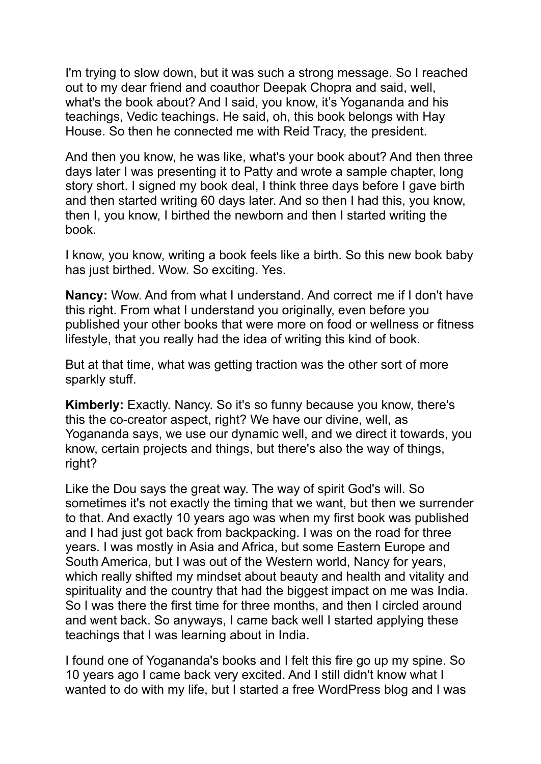I'm trying to slow down, but it was such a strong message. So I reached out to my dear friend and coauthor Deepak Chopra and said, well, what's the book about? And I said, you know, it's Yogananda and his teachings, Vedic teachings. He said, oh, this book belongs with Hay House. So then he connected me with Reid Tracy, the president.

And then you know, he was like, what's your book about? And then three days later I was presenting it to Patty and wrote a sample chapter, long story short. I signed my book deal, I think three days before I gave birth and then started writing 60 days later. And so then I had this, you know, then I, you know, I birthed the newborn and then I started writing the book.

I know, you know, writing a book feels like a birth. So this new book baby has just birthed. Wow. So exciting. Yes.

**Nancy:** Wow. And from what I understand. And correct me if I don't have this right. From what I understand you originally, even before you published your other books that were more on food or wellness or fitness lifestyle, that you really had the idea of writing this kind of book.

But at that time, what was getting traction was the other sort of more sparkly stuff.

**Kimberly:** Exactly. Nancy. So it's so funny because you know, there's this the co-creator aspect, right? We have our divine, well, as Yogananda says, we use our dynamic well, and we direct it towards, you know, certain projects and things, but there's also the way of things, right?

Like the Dou says the great way. The way of spirit God's will. So sometimes it's not exactly the timing that we want, but then we surrender to that. And exactly 10 years ago was when my first book was published and I had just got back from backpacking. I was on the road for three years. I was mostly in Asia and Africa, but some Eastern Europe and South America, but I was out of the Western world, Nancy for years, which really shifted my mindset about beauty and health and vitality and spirituality and the country that had the biggest impact on me was India. So I was there the first time for three months, and then I circled around and went back. So anyways, I came back well I started applying these teachings that I was learning about in India.

I found one of Yogananda's books and I felt this fire go up my spine. So 10 years ago I came back very excited. And I still didn't know what I wanted to do with my life, but I started a free WordPress blog and I was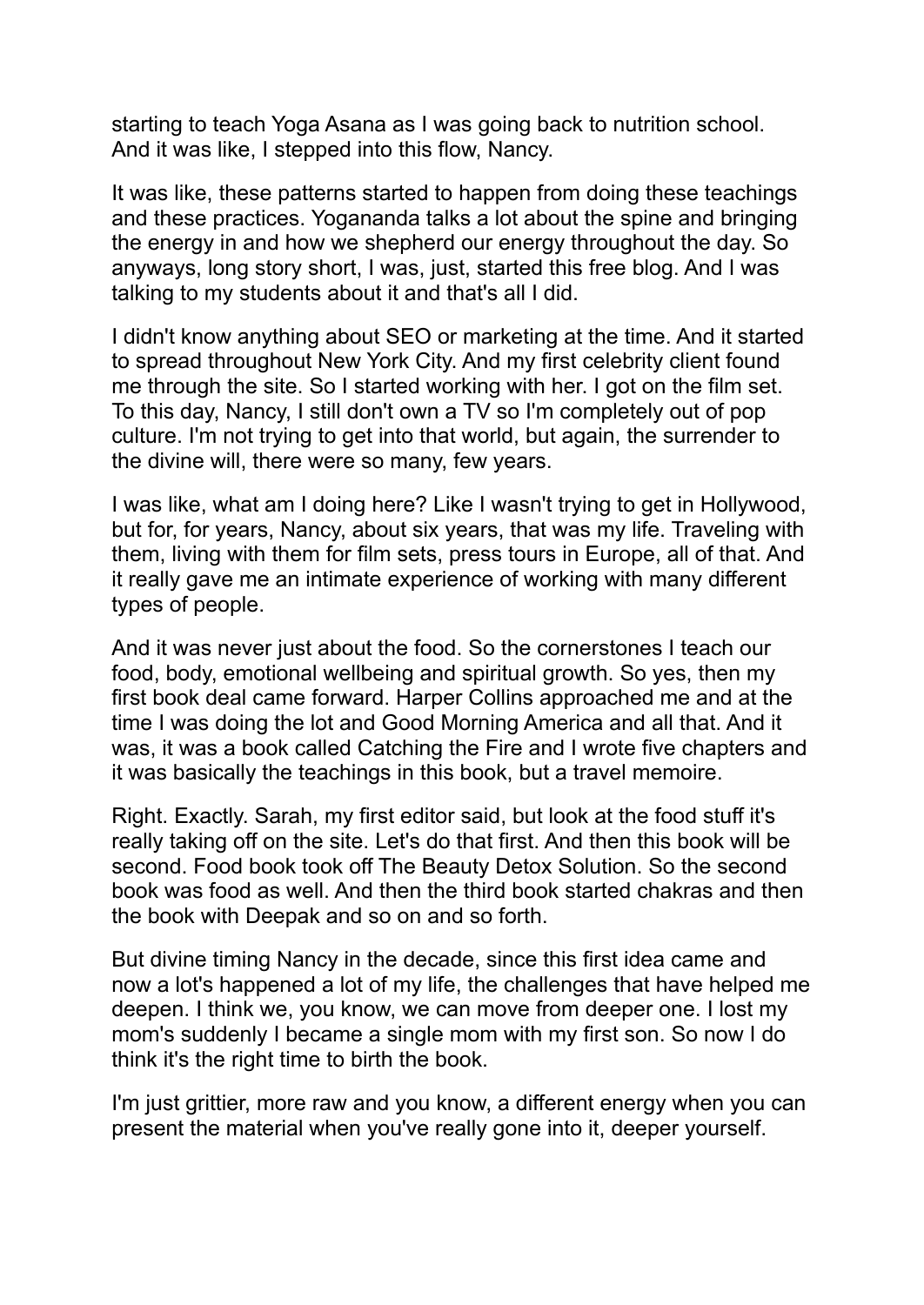starting to teach Yoga Asana as I was going back to nutrition school. And it was like, I stepped into this flow, Nancy.

It was like, these patterns started to happen from doing these teachings and these practices. Yogananda talks a lot about the spine and bringing the energy in and how we shepherd our energy throughout the day. So anyways, long story short, I was, just, started this free blog. And I was talking to my students about it and that's all I did.

I didn't know anything about SEO or marketing at the time. And it started to spread throughout New York City. And my first celebrity client found me through the site. So I started working with her. I got on the film set. To this day, Nancy, I still don't own a TV so I'm completely out of pop culture. I'm not trying to get into that world, but again, the surrender to the divine will, there were so many, few years.

I was like, what am I doing here? Like I wasn't trying to get in Hollywood, but for, for years, Nancy, about six years, that was my life. Traveling with them, living with them for film sets, press tours in Europe, all of that. And it really gave me an intimate experience of working with many different types of people.

And it was never just about the food. So the cornerstones I teach our food, body, emotional wellbeing and spiritual growth. So yes, then my first book deal came forward. Harper Collins approached me and at the time I was doing the lot and Good Morning America and all that. And it was, it was a book called Catching the Fire and I wrote five chapters and it was basically the teachings in this book, but a travel memoire.

Right. Exactly. Sarah, my first editor said, but look at the food stuff it's really taking off on the site. Let's do that first. And then this book will be second. Food book took off The Beauty Detox Solution. So the second book was food as well. And then the third book started chakras and then the book with Deepak and so on and so forth.

But divine timing Nancy in the decade, since this first idea came and now a lot's happened a lot of my life, the challenges that have helped me deepen. I think we, you know, we can move from deeper one. I lost my mom's suddenly I became a single mom with my first son. So now I do think it's the right time to birth the book.

I'm just grittier, more raw and you know, a different energy when you can present the material when you've really gone into it, deeper yourself.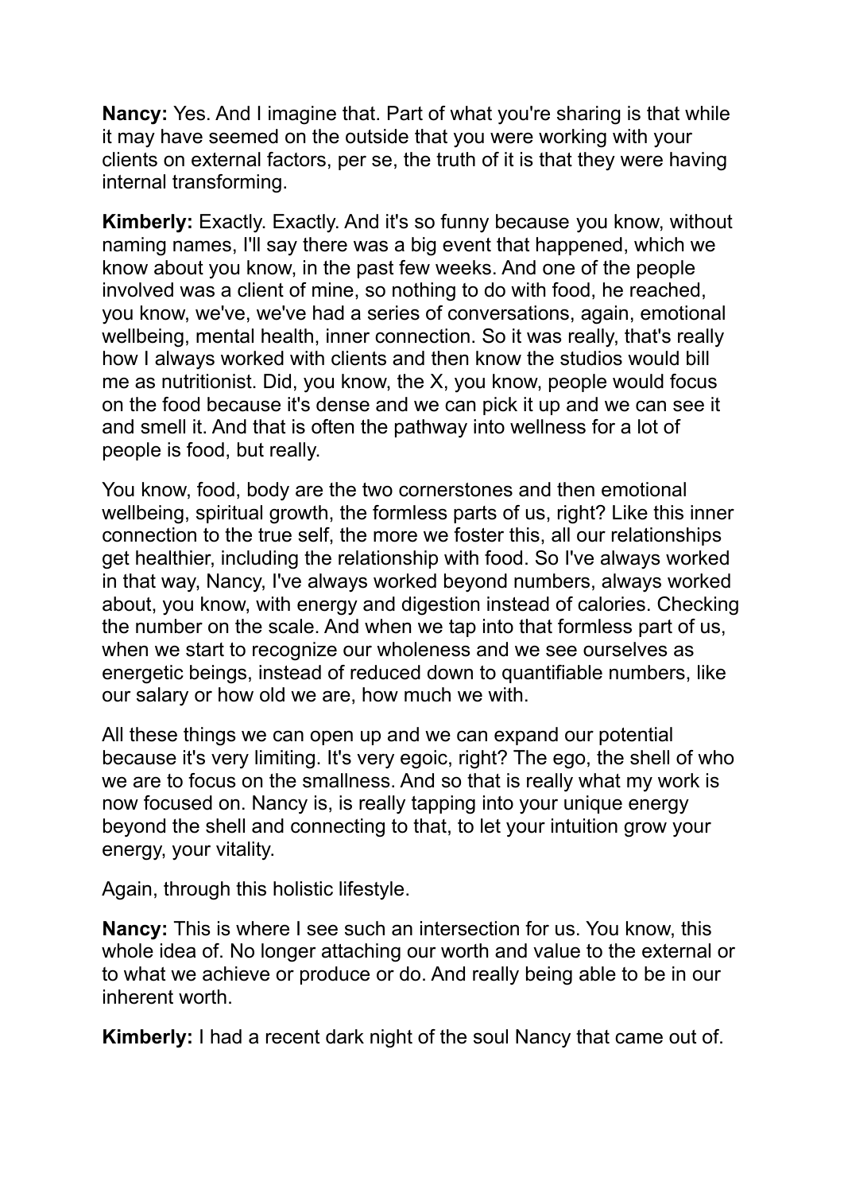**Nancy:** Yes. And I imagine that. Part of what you're sharing is that while it may have seemed on the outside that you were working with your clients on external factors, per se, the truth of it is that they were having internal transforming.

**Kimberly:** Exactly. Exactly. And it's so funny because you know, without naming names, I'll say there was a big event that happened, which we know about you know, in the past few weeks. And one of the people involved was a client of mine, so nothing to do with food, he reached, you know, we've, we've had a series of conversations, again, emotional wellbeing, mental health, inner connection. So it was really, that's really how I always worked with clients and then know the studios would bill me as nutritionist. Did, you know, the X, you know, people would focus on the food because it's dense and we can pick it up and we can see it and smell it. And that is often the pathway into wellness for a lot of people is food, but really.

You know, food, body are the two cornerstones and then emotional wellbeing, spiritual growth, the formless parts of us, right? Like this inner connection to the true self, the more we foster this, all our relationships get healthier, including the relationship with food. So I've always worked in that way, Nancy, I've always worked beyond numbers, always worked about, you know, with energy and digestion instead of calories. Checking the number on the scale. And when we tap into that formless part of us, when we start to recognize our wholeness and we see ourselves as energetic beings, instead of reduced down to quantifiable numbers, like our salary or how old we are, how much we with.

All these things we can open up and we can expand our potential because it's very limiting. It's very egoic, right? The ego, the shell of who we are to focus on the smallness. And so that is really what my work is now focused on. Nancy is, is really tapping into your unique energy beyond the shell and connecting to that, to let your intuition grow your energy, your vitality.

Again, through this holistic lifestyle.

**Nancy:** This is where I see such an intersection for us. You know, this whole idea of. No longer attaching our worth and value to the external or to what we achieve or produce or do. And really being able to be in our inherent worth.

**Kimberly:** I had a recent dark night of the soul Nancy that came out of.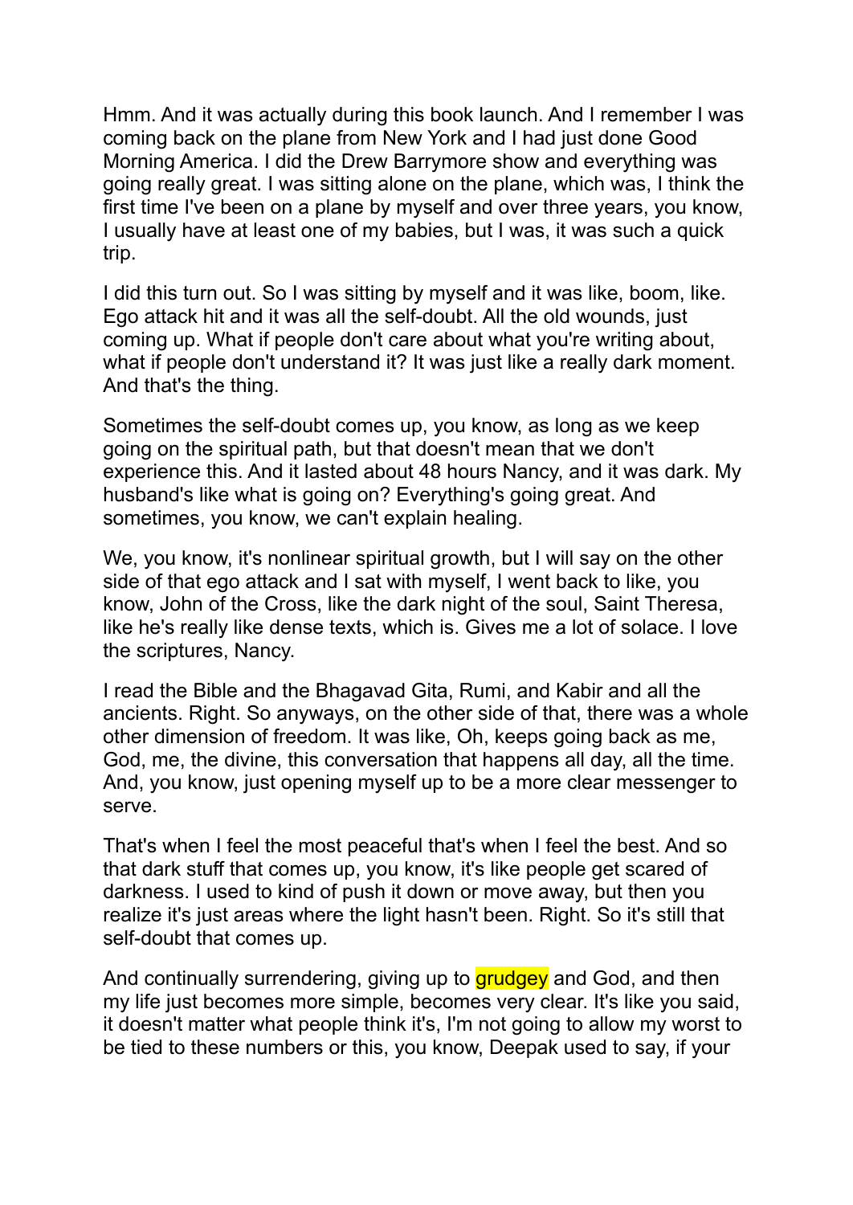Hmm. And it was actually during this book launch. And I remember I was coming back on the plane from New York and I had just done Good Morning America. I did the Drew Barrymore show and everything was going really great. I was sitting alone on the plane, which was, I think the first time I've been on a plane by myself and over three years, you know, I usually have at least one of my babies, but I was, it was such a quick trip.

I did this turn out. So I was sitting by myself and it was like, boom, like. Ego attack hit and it was all the self-doubt. All the old wounds, just coming up. What if people don't care about what you're writing about, what if people don't understand it? It was just like a really dark moment. And that's the thing.

Sometimes the self-doubt comes up, you know, as long as we keep going on the spiritual path, but that doesn't mean that we don't experience this. And it lasted about 48 hours Nancy, and it was dark. My husband's like what is going on? Everything's going great. And sometimes, you know, we can't explain healing.

We, you know, it's nonlinear spiritual growth, but I will say on the other side of that ego attack and I sat with myself, I went back to like, you know, John of the Cross, like the dark night of the soul, Saint Theresa, like he's really like dense texts, which is. Gives me a lot of solace. I love the scriptures, Nancy.

I read the Bible and the Bhagavad Gita, Rumi, and Kabir and all the ancients. Right. So anyways, on the other side of that, there was a whole other dimension of freedom. It was like, Oh, keeps going back as me, God, me, the divine, this conversation that happens all day, all the time. And, you know, just opening myself up to be a more clear messenger to serve.

That's when I feel the most peaceful that's when I feel the best. And so that dark stuff that comes up, you know, it's like people get scared of darkness. I used to kind of push it down or move away, but then you realize it's just areas where the light hasn't been. Right. So it's still that self-doubt that comes up.

And continually surrendering, giving up to grudgey and God, and then my life just becomes more simple, becomes very clear. It's like you said, it doesn't matter what people think it's, I'm not going to allow my worst to be tied to these numbers or this, you know, Deepak used to say, if your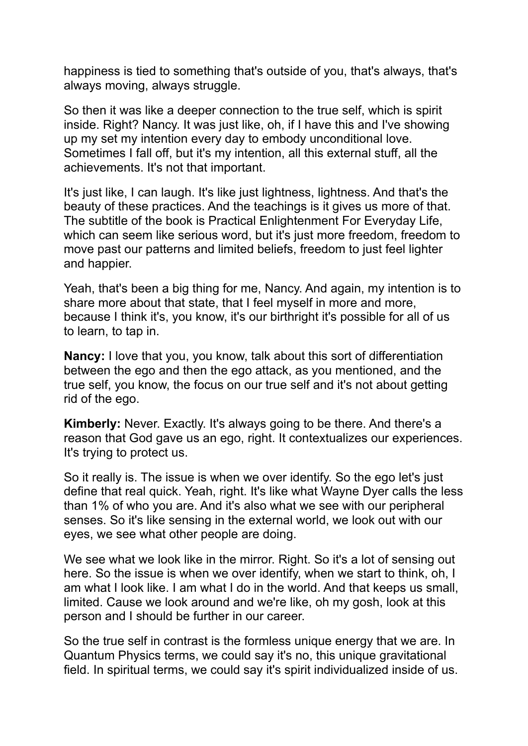happiness is tied to something that's outside of you, that's always, that's always moving, always struggle.

So then it was like a deeper connection to the true self, which is spirit inside. Right? Nancy. It was just like, oh, if I have this and I've showing up my set my intention every day to embody unconditional love. Sometimes I fall off, but it's my intention, all this external stuff, all the achievements. It's not that important.

It's just like, I can laugh. It's like just lightness, lightness. And that's the beauty of these practices. And the teachings is it gives us more of that. The subtitle of the book is Practical Enlightenment For Everyday Life, which can seem like serious word, but it's just more freedom, freedom to move past our patterns and limited beliefs, freedom to just feel lighter and happier.

Yeah, that's been a big thing for me, Nancy. And again, my intention is to share more about that state, that I feel myself in more and more, because I think it's, you know, it's our birthright it's possible for all of us to learn, to tap in.

**Nancy:** I love that you, you know, talk about this sort of differentiation between the ego and then the ego attack, as you mentioned, and the true self, you know, the focus on our true self and it's not about getting rid of the ego.

**Kimberly:** Never. Exactly. It's always going to be there. And there's a reason that God gave us an ego, right. It contextualizes our experiences. It's trying to protect us.

So it really is. The issue is when we over identify. So the ego let's just define that real quick. Yeah, right. It's like what Wayne Dyer calls the less than 1% of who you are. And it's also what we see with our peripheral senses. So it's like sensing in the external world, we look out with our eyes, we see what other people are doing.

We see what we look like in the mirror. Right. So it's a lot of sensing out here. So the issue is when we over identify, when we start to think, oh, I am what I look like. I am what I do in the world. And that keeps us small, limited. Cause we look around and we're like, oh my gosh, look at this person and I should be further in our career.

So the true self in contrast is the formless unique energy that we are. In Quantum Physics terms, we could say it's no, this unique gravitational field. In spiritual terms, we could say it's spirit individualized inside of us.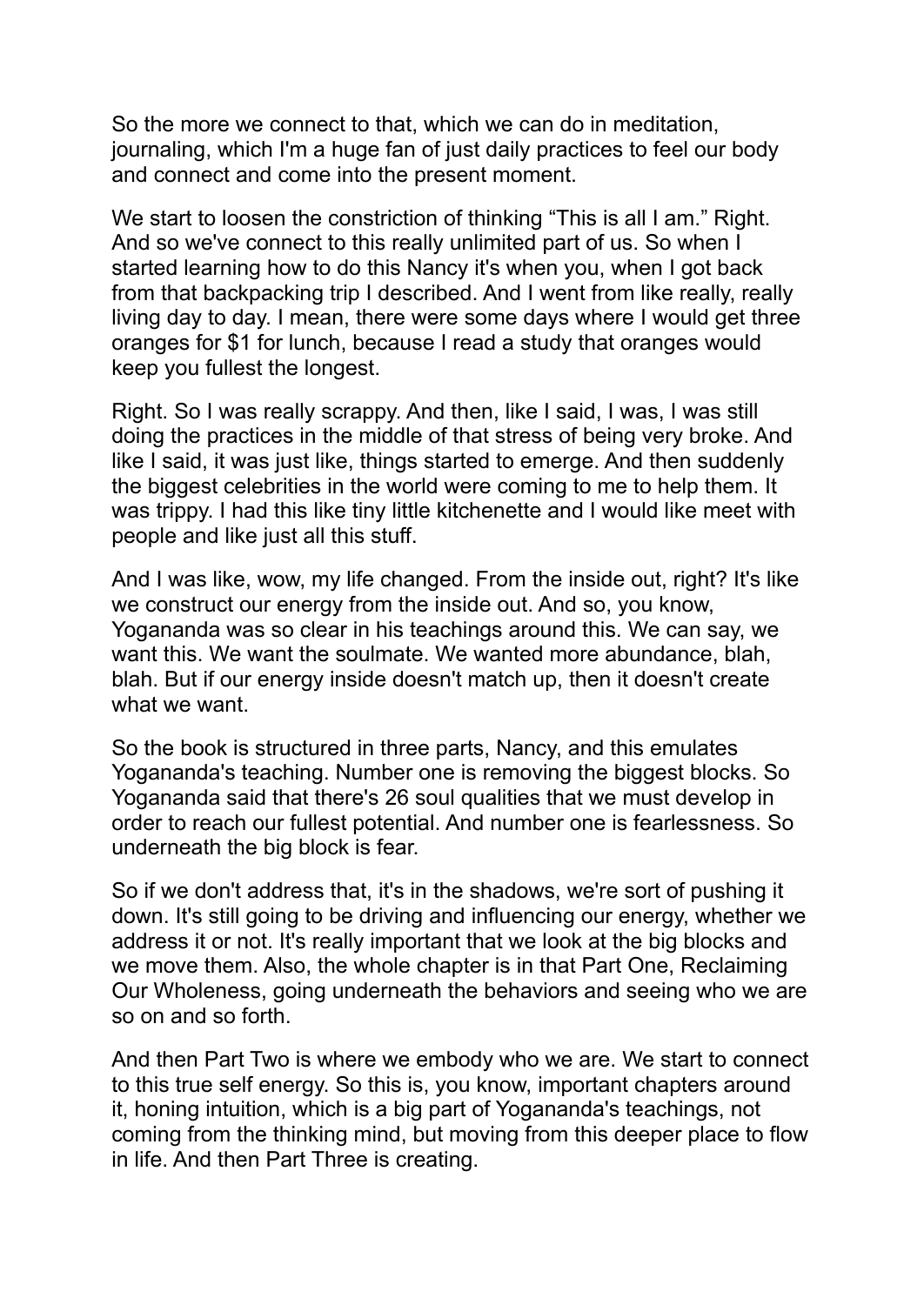So the more we connect to that, which we can do in meditation, journaling, which I'm a huge fan of just daily practices to feel our body and connect and come into the present moment.

We start to loosen the constriction of thinking "This is all I am." Right. And so we've connect to this really unlimited part of us. So when I started learning how to do this Nancy it's when you, when I got back from that backpacking trip I described. And I went from like really, really living day to day. I mean, there were some days where I would get three oranges for $1 for lunch, because I read a study that oranges would keep you fullest the longest.

Right. So I was really scrappy. And then, like I said, I was, I was still doing the practices in the middle of that stress of being very broke. And like I said, it was just like, things started to emerge. And then suddenly the biggest celebrities in the world were coming to me to help them. It was trippy. I had this like tiny little kitchenette and I would like meet with people and like just all this stuff.

And I was like, wow, my life changed. From the inside out, right? It's like we construct our energy from the inside out. And so, you know, Yogananda was so clear in his teachings around this. We can say, we want this. We want the soulmate. We wanted more abundance, blah, blah. But if our energy inside doesn't match up, then it doesn't create what we want.

So the book is structured in three parts, Nancy, and this emulates Yogananda's teaching. Number one is removing the biggest blocks. So Yogananda said that there's 26 soul qualities that we must develop in order to reach our fullest potential. And number one is fearlessness. So underneath the big block is fear.

So if we don't address that, it's in the shadows, we're sort of pushing it down. It's still going to be driving and influencing our energy, whether we address it or not. It's really important that we look at the big blocks and we move them. Also, the whole chapter is in that Part One, Reclaiming Our Wholeness, going underneath the behaviors and seeing who we are so on and so forth.

And then Part Two is where we embody who we are. We start to connect to this true self energy. So this is, you know, important chapters around it, honing intuition, which is a big part of Yogananda's teachings, not coming from the thinking mind, but moving from this deeper place to flow in life. And then Part Three is creating.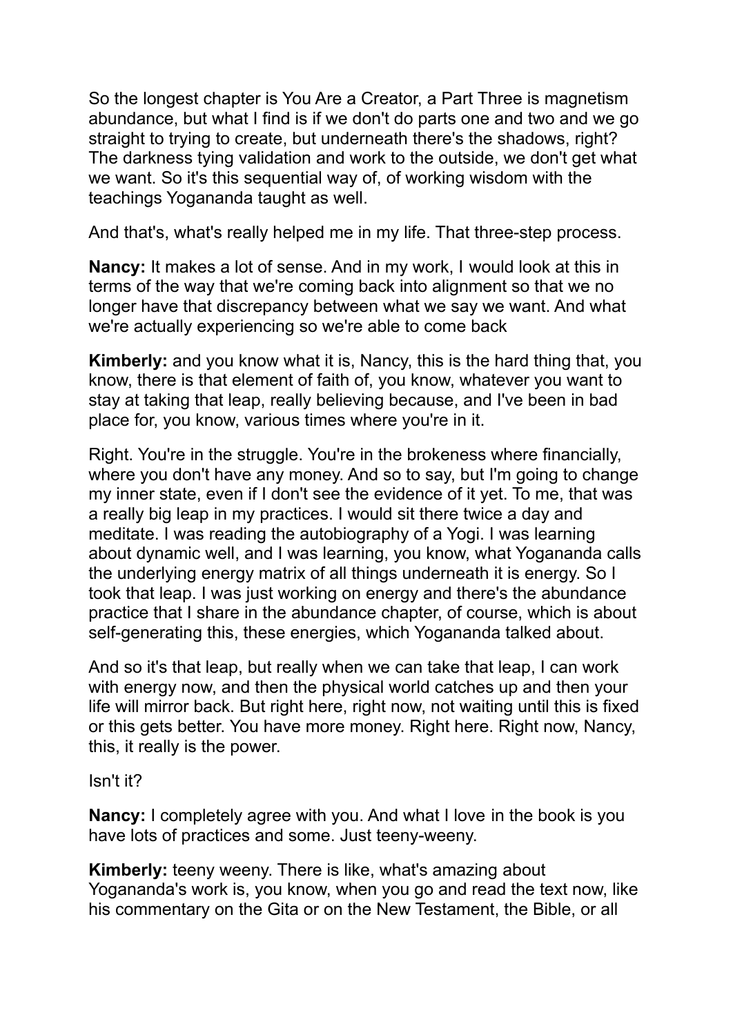So the longest chapter is You Are a Creator, a Part Three is magnetism abundance, but what I find is if we don't do parts one and two and we go straight to trying to create, but underneath there's the shadows, right? The darkness tying validation and work to the outside, we don't get what we want. So it's this sequential way of, of working wisdom with the teachings Yogananda taught as well.

And that's, what's really helped me in my life. That three-step process.

**Nancy:** It makes a lot of sense. And in my work, I would look at this in terms of the way that we're coming back into alignment so that we no longer have that discrepancy between what we say we want. And what we're actually experiencing so we're able to come back

**Kimberly:** and you know what it is, Nancy, this is the hard thing that, you know, there is that element of faith of, you know, whatever you want to stay at taking that leap, really believing because, and I've been in bad place for, you know, various times where you're in it.

Right. You're in the struggle. You're in the brokeness where financially, where you don't have any money. And so to say, but I'm going to change my inner state, even if I don't see the evidence of it yet. To me, that was a really big leap in my practices. I would sit there twice a day and meditate. I was reading the autobiography of a Yogi. I was learning about dynamic well, and I was learning, you know, what Yogananda calls the underlying energy matrix of all things underneath it is energy. So I took that leap. I was just working on energy and there's the abundance practice that I share in the abundance chapter, of course, which is about self-generating this, these energies, which Yogananda talked about.

And so it's that leap, but really when we can take that leap, I can work with energy now, and then the physical world catches up and then your life will mirror back. But right here, right now, not waiting until this is fixed or this gets better. You have more money. Right here. Right now, Nancy, this, it really is the power.

Isn't it?

**Nancy:** I completely agree with you. And what I love in the book is you have lots of practices and some. Just teeny-weeny.

**Kimberly:** teeny weeny. There is like, what's amazing about Yogananda's work is, you know, when you go and read the text now, like his commentary on the Gita or on the New Testament, the Bible, or all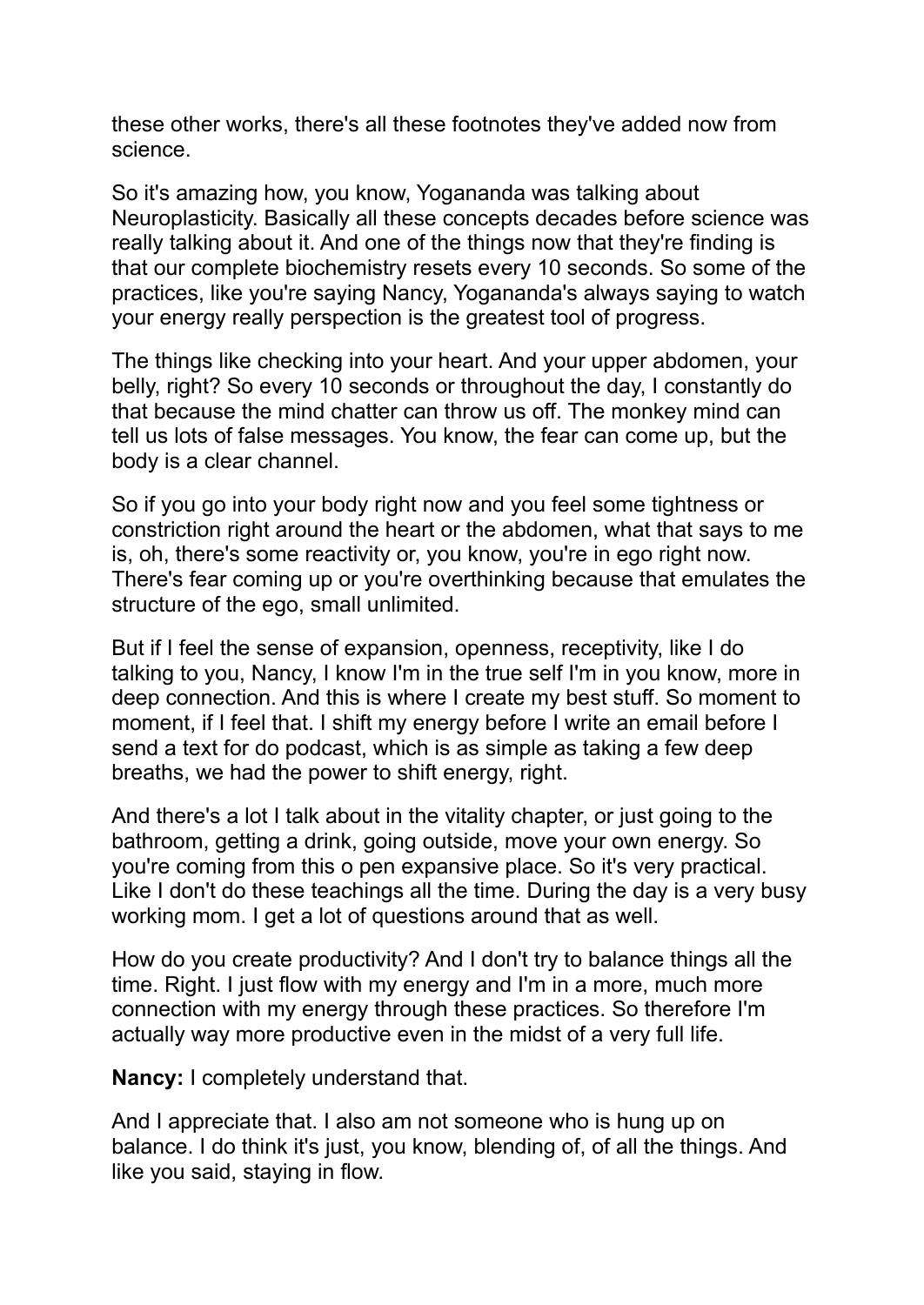these other works, there's all these footnotes they've added now from science.

So it's amazing how, you know, Yogananda was talking about Neuroplasticity. Basically all these concepts decades before science was really talking about it. And one of the things now that they're finding is that our complete biochemistry resets every 10 seconds. So some of the practices, like you're saying Nancy, Yogananda's always saying to watch your energy really perspection is the greatest tool of progress.

The things like checking into your heart. And your upper abdomen, your belly, right? So every 10 seconds or throughout the day, I constantly do that because the mind chatter can throw us off. The monkey mind can tell us lots of false messages. You know, the fear can come up, but the body is a clear channel.

So if you go into your body right now and you feel some tightness or constriction right around the heart or the abdomen, what that says to me is, oh, there's some reactivity or, you know, you're in ego right now. There's fear coming up or you're overthinking because that emulates the structure of the ego, small unlimited.

But if I feel the sense of expansion, openness, receptivity, like I do talking to you, Nancy, I know I'm in the true self I'm in you know, more in deep connection. And this is where I create my best stuff. So moment to moment, if I feel that. I shift my energy before I write an email before I send a text for do podcast, which is as simple as taking a few deep breaths, we had the power to shift energy, right.

And there's a lot I talk about in the vitality chapter, or just going to the bathroom, getting a drink, going outside, move your own energy. So you're coming from this o pen expansive place. So it's very practical. Like I don't do these teachings all the time. During the day is a very busy working mom. I get a lot of questions around that as well.

How do you create productivity? And I don't try to balance things all the time. Right. I just flow with my energy and I'm in a more, much more connection with my energy through these practices. So therefore I'm actually way more productive even in the midst of a very full life.

**Nancy:** I completely understand that.

And I appreciate that. I also am not someone who is hung up on balance. I do think it's just, you know, blending of, of all the things. And like you said, staying in flow.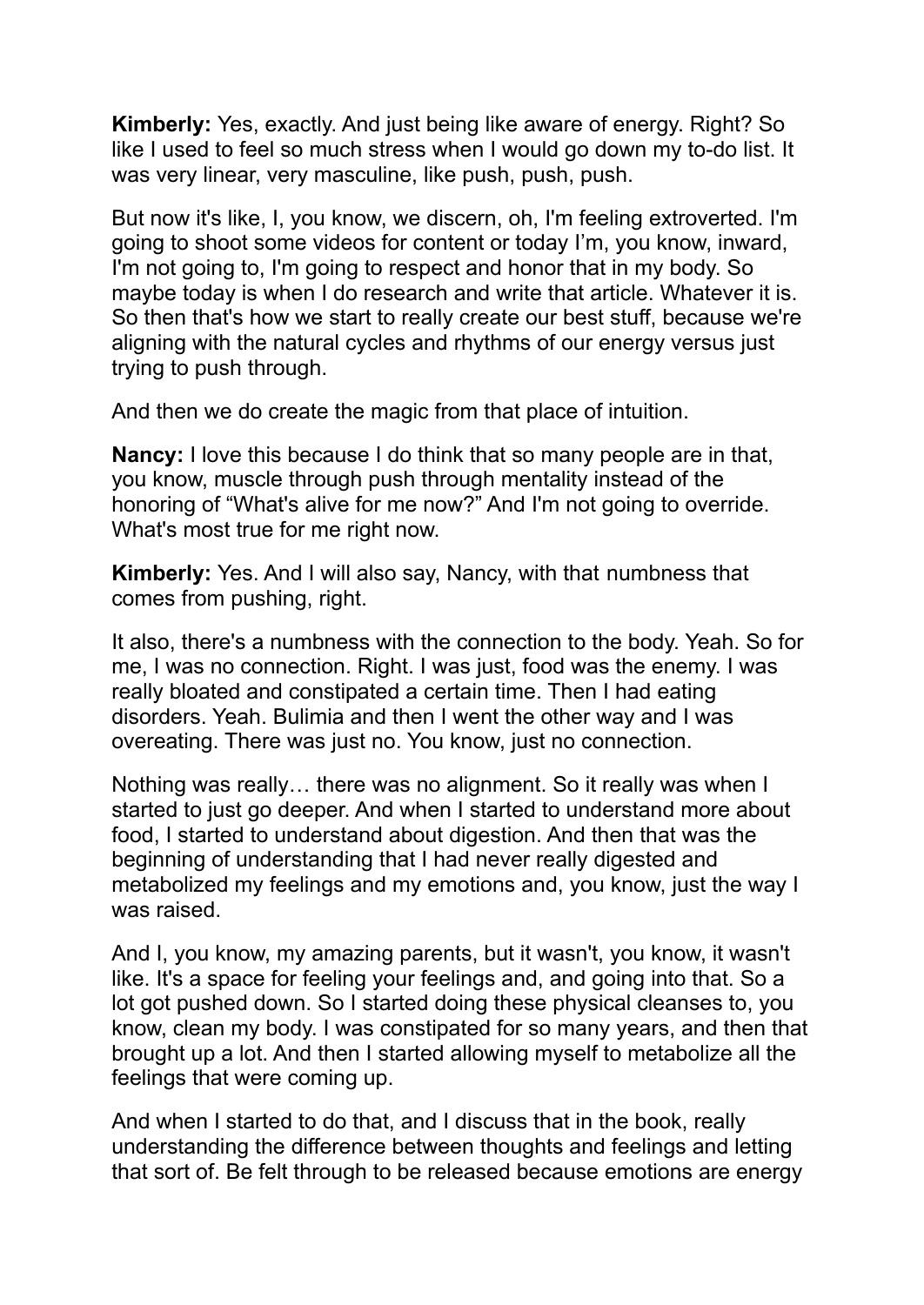**Kimberly:** Yes, exactly. And just being like aware of energy. Right? So like I used to feel so much stress when I would go down my to-do list. It was very linear, very masculine, like push, push, push.

But now it's like, I, you know, we discern, oh, I'm feeling extroverted. I'm going to shoot some videos for content or today I'm, you know, inward, I'm not going to, I'm going to respect and honor that in my body. So maybe today is when I do research and write that article. Whatever it is. So then that's how we start to really create our best stuff, because we're aligning with the natural cycles and rhythms of our energy versus just trying to push through.

And then we do create the magic from that place of intuition.

**Nancy:** I love this because I do think that so many people are in that, you know, muscle through push through mentality instead of the honoring of "What's alive for me now?" And I'm not going to override. What's most true for me right now.

**Kimberly:** Yes. And I will also say, Nancy, with that numbness that comes from pushing, right.

It also, there's a numbness with the connection to the body. Yeah. So for me, I was no connection. Right. I was just, food was the enemy. I was really bloated and constipated a certain time. Then I had eating disorders. Yeah. Bulimia and then I went the other way and I was overeating. There was just no. You know, just no connection.

Nothing was really… there was no alignment. So it really was when I started to just go deeper. And when I started to understand more about food, I started to understand about digestion. And then that was the beginning of understanding that I had never really digested and metabolized my feelings and my emotions and, you know, just the way I was raised.

And I, you know, my amazing parents, but it wasn't, you know, it wasn't like. It's a space for feeling your feelings and, and going into that. So a lot got pushed down. So I started doing these physical cleanses to, you know, clean my body. I was constipated for so many years, and then that brought up a lot. And then I started allowing myself to metabolize all the feelings that were coming up.

And when I started to do that, and I discuss that in the book, really understanding the difference between thoughts and feelings and letting that sort of. Be felt through to be released because emotions are energy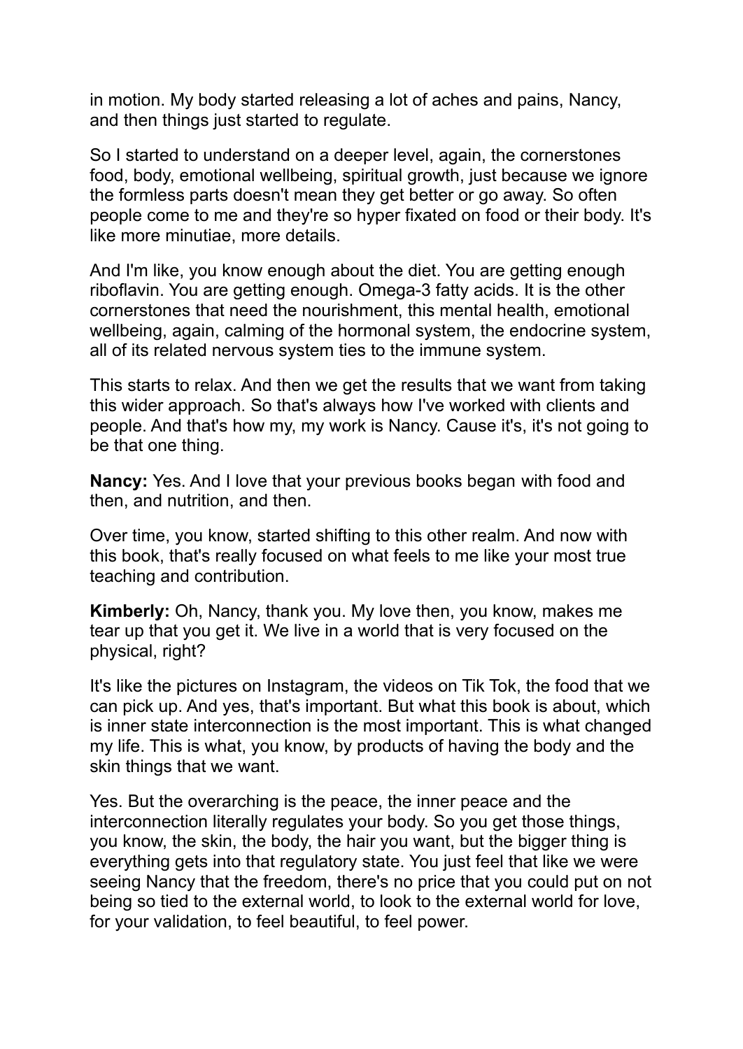in motion. My body started releasing a lot of aches and pains, Nancy, and then things just started to regulate.

So I started to understand on a deeper level, again, the cornerstones food, body, emotional wellbeing, spiritual growth, just because we ignore the formless parts doesn't mean they get better or go away. So often people come to me and they're so hyper fixated on food or their body. It's like more minutiae, more details.

And I'm like, you know enough about the diet. You are getting enough riboflavin. You are getting enough. Omega-3 fatty acids. It is the other cornerstones that need the nourishment, this mental health, emotional wellbeing, again, calming of the hormonal system, the endocrine system, all of its related nervous system ties to the immune system.

This starts to relax. And then we get the results that we want from taking this wider approach. So that's always how I've worked with clients and people. And that's how my, my work is Nancy. Cause it's, it's not going to be that one thing.

**Nancy:** Yes. And I love that your previous books began with food and then, and nutrition, and then.

Over time, you know, started shifting to this other realm. And now with this book, that's really focused on what feels to me like your most true teaching and contribution.

**Kimberly:** Oh, Nancy, thank you. My love then, you know, makes me tear up that you get it. We live in a world that is very focused on the physical, right?

It's like the pictures on Instagram, the videos on Tik Tok, the food that we can pick up. And yes, that's important. But what this book is about, which is inner state interconnection is the most important. This is what changed my life. This is what, you know, by products of having the body and the skin things that we want.

Yes. But the overarching is the peace, the inner peace and the interconnection literally regulates your body. So you get those things, you know, the skin, the body, the hair you want, but the bigger thing is everything gets into that regulatory state. You just feel that like we were seeing Nancy that the freedom, there's no price that you could put on not being so tied to the external world, to look to the external world for love, for your validation, to feel beautiful, to feel power.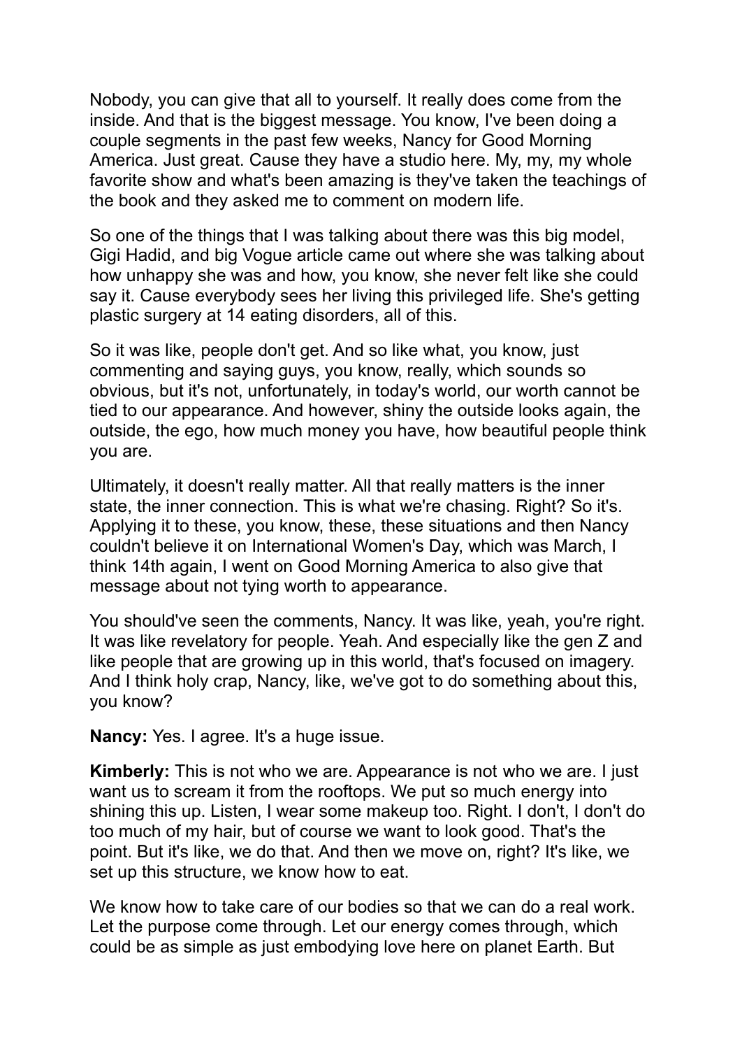Nobody, you can give that all to yourself. It really does come from the inside. And that is the biggest message. You know, I've been doing a couple segments in the past few weeks, Nancy for Good Morning America. Just great. Cause they have a studio here. My, my, my whole favorite show and what's been amazing is they've taken the teachings of the book and they asked me to comment on modern life.

So one of the things that I was talking about there was this big model, Gigi Hadid, and big Vogue article came out where she was talking about how unhappy she was and how, you know, she never felt like she could say it. Cause everybody sees her living this privileged life. She's getting plastic surgery at 14 eating disorders, all of this.

So it was like, people don't get. And so like what, you know, just commenting and saying guys, you know, really, which sounds so obvious, but it's not, unfortunately, in today's world, our worth cannot be tied to our appearance. And however, shiny the outside looks again, the outside, the ego, how much money you have, how beautiful people think you are.

Ultimately, it doesn't really matter. All that really matters is the inner state, the inner connection. This is what we're chasing. Right? So it's. Applying it to these, you know, these, these situations and then Nancy couldn't believe it on International Women's Day, which was March, I think 14th again, I went on Good Morning America to also give that message about not tying worth to appearance.

You should've seen the comments, Nancy. It was like, yeah, you're right. It was like revelatory for people. Yeah. And especially like the gen Z and like people that are growing up in this world, that's focused on imagery. And I think holy crap, Nancy, like, we've got to do something about this, you know?

**Nancy:** Yes. I agree. It's a huge issue.

**Kimberly:** This is not who we are. Appearance is not who we are. I just want us to scream it from the rooftops. We put so much energy into shining this up. Listen, I wear some makeup too. Right. I don't, I don't do too much of my hair, but of course we want to look good. That's the point. But it's like, we do that. And then we move on, right? It's like, we set up this structure, we know how to eat.

We know how to take care of our bodies so that we can do a real work. Let the purpose come through. Let our energy comes through, which could be as simple as just embodying love here on planet Earth. But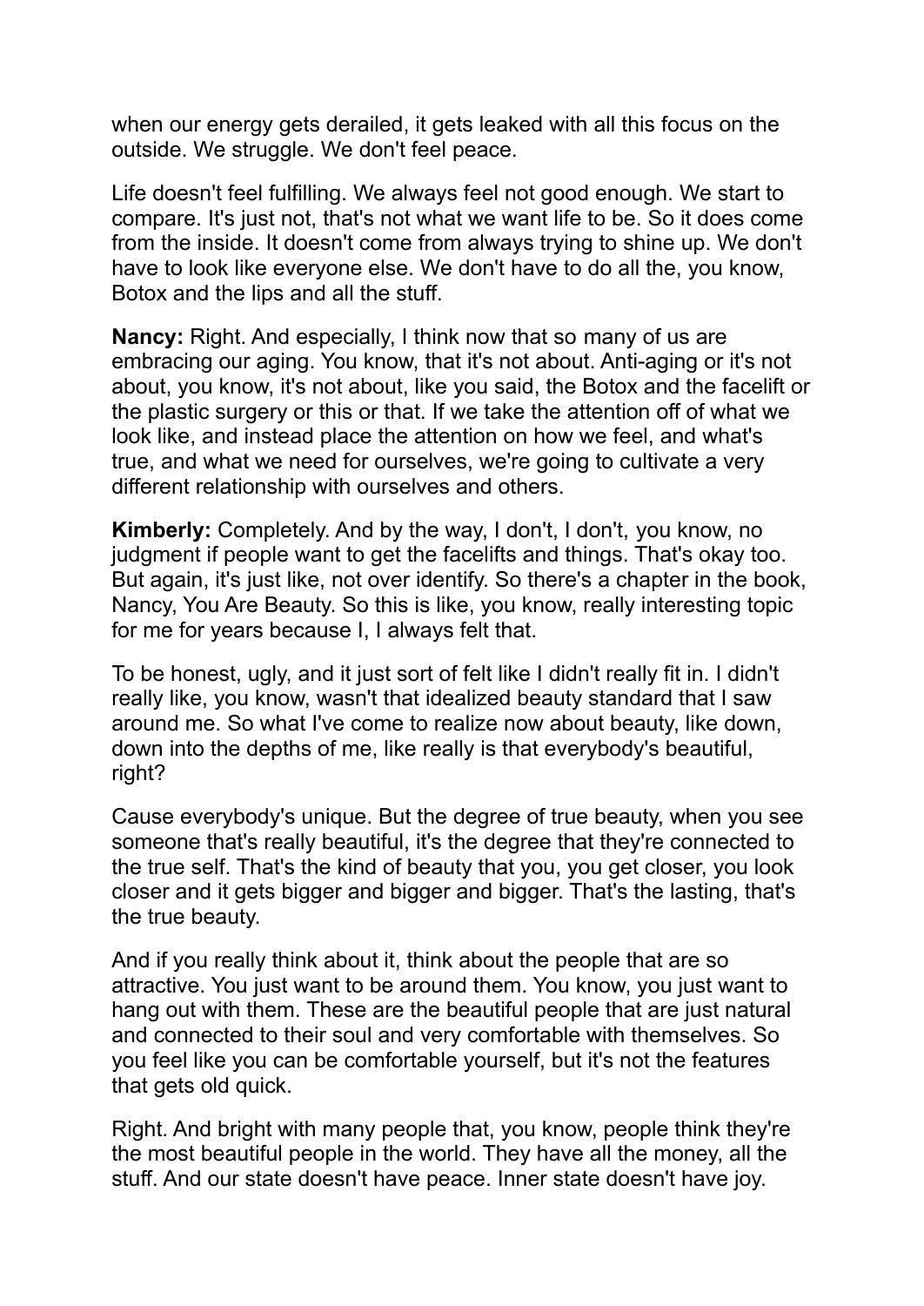when our energy gets derailed, it gets leaked with all this focus on the outside. We struggle. We don't feel peace.

Life doesn't feel fulfilling. We always feel not good enough. We start to compare. It's just not, that's not what we want life to be. So it does come from the inside. It doesn't come from always trying to shine up. We don't have to look like everyone else. We don't have to do all the, you know, Botox and the lips and all the stuff.

**Nancy:** Right. And especially, I think now that so many of us are embracing our aging. You know, that it's not about. Anti-aging or it's not about, you know, it's not about, like you said, the Botox and the facelift or the plastic surgery or this or that. If we take the attention off of what we look like, and instead place the attention on how we feel, and what's true, and what we need for ourselves, we're going to cultivate a very different relationship with ourselves and others.

**Kimberly:** Completely. And by the way, I don't, I don't, you know, no judgment if people want to get the facelifts and things. That's okay too. But again, it's just like, not over identify. So there's a chapter in the book, Nancy, You Are Beauty. So this is like, you know, really interesting topic for me for years because I, I always felt that.

To be honest, ugly, and it just sort of felt like I didn't really fit in. I didn't really like, you know, wasn't that idealized beauty standard that I saw around me. So what I've come to realize now about beauty, like down, down into the depths of me, like really is that everybody's beautiful, right?

Cause everybody's unique. But the degree of true beauty, when you see someone that's really beautiful, it's the degree that they're connected to the true self. That's the kind of beauty that you, you get closer, you look closer and it gets bigger and bigger and bigger. That's the lasting, that's the true beauty.

And if you really think about it, think about the people that are so attractive. You just want to be around them. You know, you just want to hang out with them. These are the beautiful people that are just natural and connected to their soul and very comfortable with themselves. So you feel like you can be comfortable yourself, but it's not the features that gets old quick.

Right. And bright with many people that, you know, people think they're the most beautiful people in the world. They have all the money, all the stuff. And our state doesn't have peace. Inner state doesn't have joy.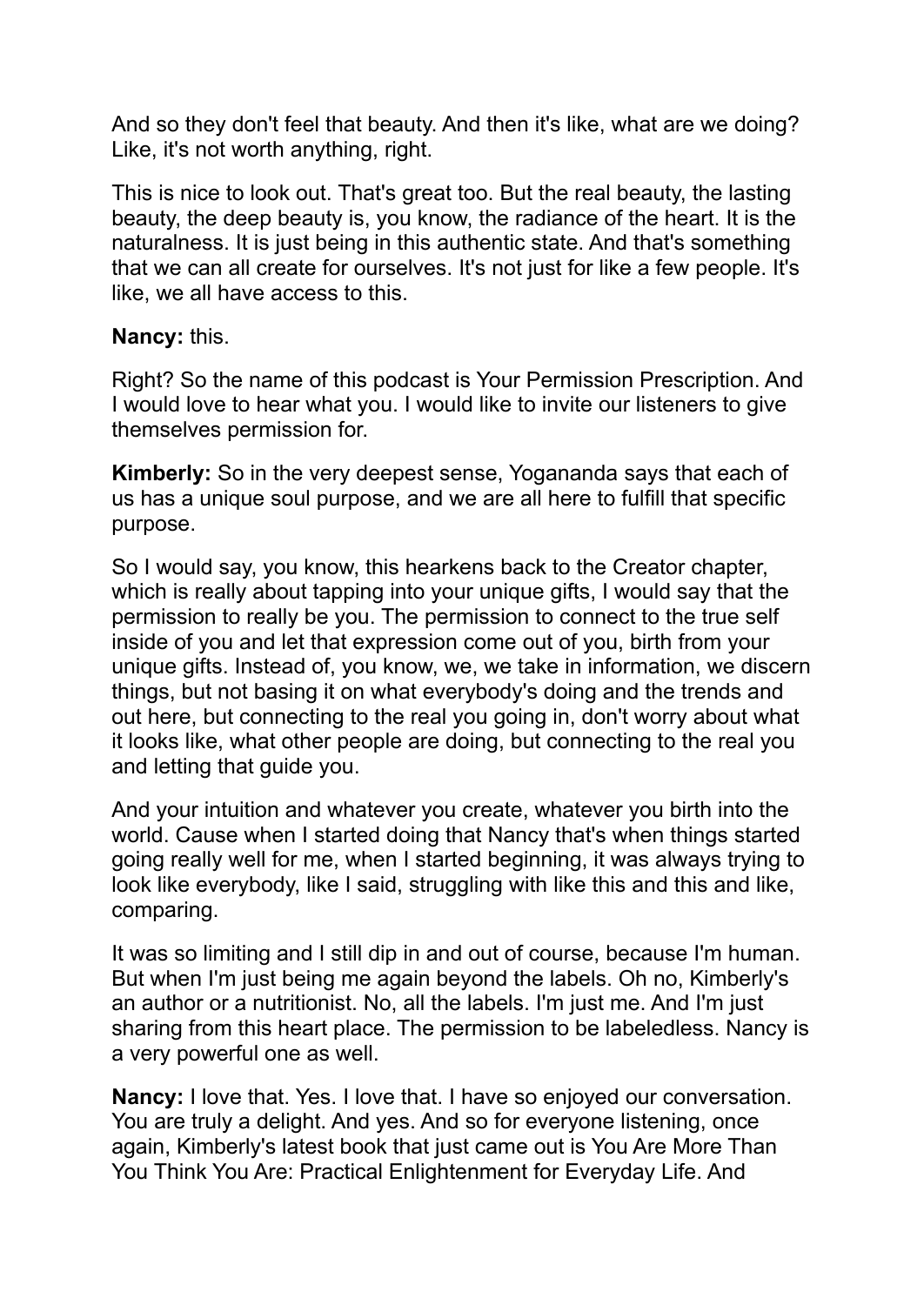And so they don't feel that beauty. And then it's like, what are we doing? Like, it's not worth anything, right.

This is nice to look out. That's great too. But the real beauty, the lasting beauty, the deep beauty is, you know, the radiance of the heart. It is the naturalness. It is just being in this authentic state. And that's something that we can all create for ourselves. It's not just for like a few people. It's like, we all have access to this.

**Nancy:** this.

Right? So the name of this podcast is Your Permission Prescription. And I would love to hear what you. I would like to invite our listeners to give themselves permission for.

**Kimberly:** So in the very deepest sense, Yogananda says that each of us has a unique soul purpose, and we are all here to fulfill that specific purpose.

So I would say, you know, this hearkens back to the Creator chapter, which is really about tapping into your unique gifts, I would say that the permission to really be you. The permission to connect to the true self inside of you and let that expression come out of you, birth from your unique gifts. Instead of, you know, we, we take in information, we discern things, but not basing it on what everybody's doing and the trends and out here, but connecting to the real you going in, don't worry about what it looks like, what other people are doing, but connecting to the real you and letting that guide you.

And your intuition and whatever you create, whatever you birth into the world. Cause when I started doing that Nancy that's when things started going really well for me, when I started beginning, it was always trying to look like everybody, like I said, struggling with like this and this and like, comparing.

It was so limiting and I still dip in and out of course, because I'm human. But when I'm just being me again beyond the labels. Oh no, Kimberly's an author or a nutritionist. No, all the labels. I'm just me. And I'm just sharing from this heart place. The permission to be labeledless. Nancy is a very powerful one as well.

**Nancy:** I love that. Yes. I love that. I have so enjoyed our conversation. You are truly a delight. And yes. And so for everyone listening, once again, Kimberly's latest book that just came out is You Are More Than You Think You Are: Practical Enlightenment for Everyday Life. And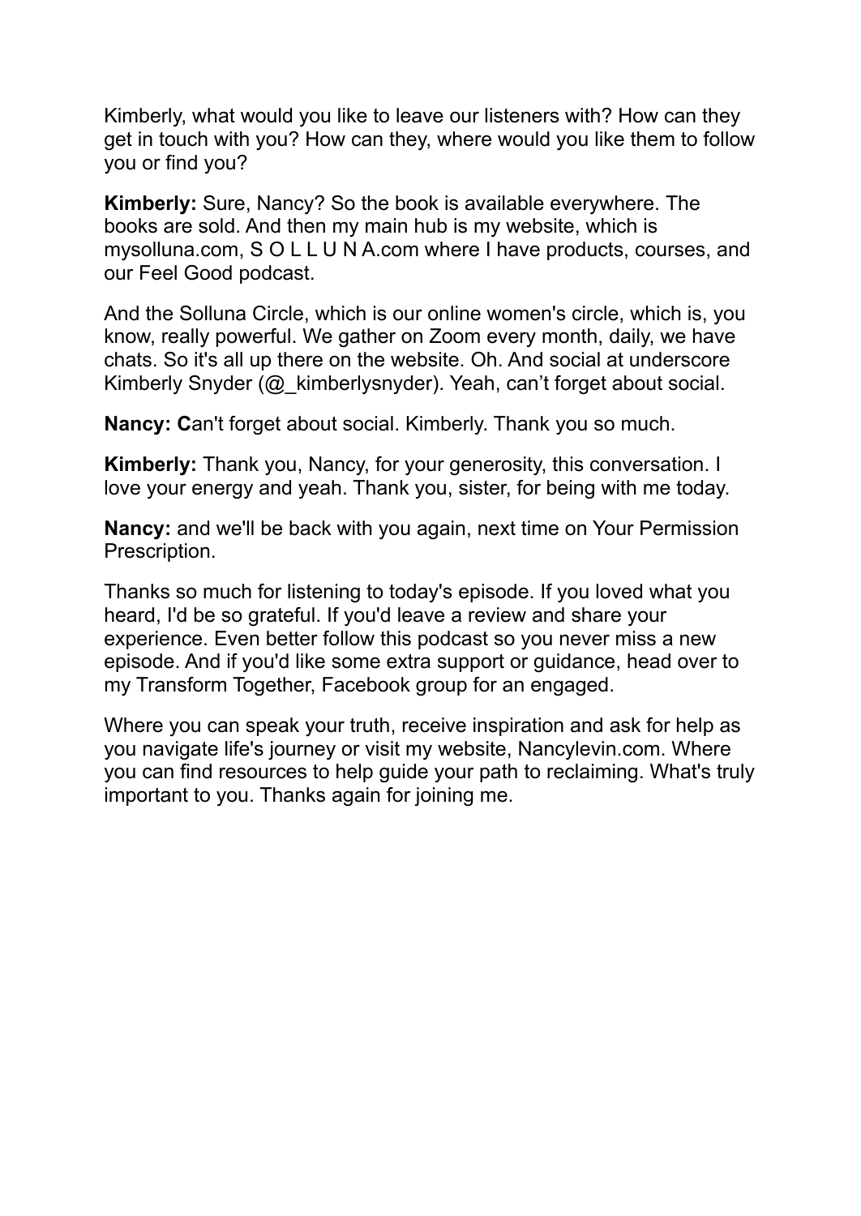Kimberly, what would you like to leave our listeners with? How can they get in touch with you? How can they, where would you like them to follow you or find you?

**Kimberly:** Sure, Nancy? So the book is available everywhere. The books are sold. And then my main hub is my website, which is mysolluna.com, S O L L U N A.com where I have products, courses, and our Feel Good podcast.

And the Solluna Circle, which is our online women's circle, which is, you know, really powerful. We gather on Zoom every month, daily, we have chats. So it's all up there on the website. Oh. And social at underscore Kimberly Snyder (@_kimberlysnyder). Yeah, can't forget about social.

**Nancy: C**an't forget about social. Kimberly. Thank you so much.

**Kimberly:** Thank you, Nancy, for your generosity, this conversation. I love your energy and yeah. Thank you, sister, for being with me today.

**Nancy:** and we'll be back with you again, next time on Your Permission Prescription.

Thanks so much for listening to today's episode. If you loved what you heard, I'd be so grateful. If you'd leave a review and share your experience. Even better follow this podcast so you never miss a new episode. And if you'd like some extra support or guidance, head over to my Transform Together, Facebook group for an engaged.

Where you can speak your truth, receive inspiration and ask for help as you navigate life's journey or visit my website, Nancylevin.com. Where you can find resources to help guide your path to reclaiming. What's truly important to you. Thanks again for joining me.